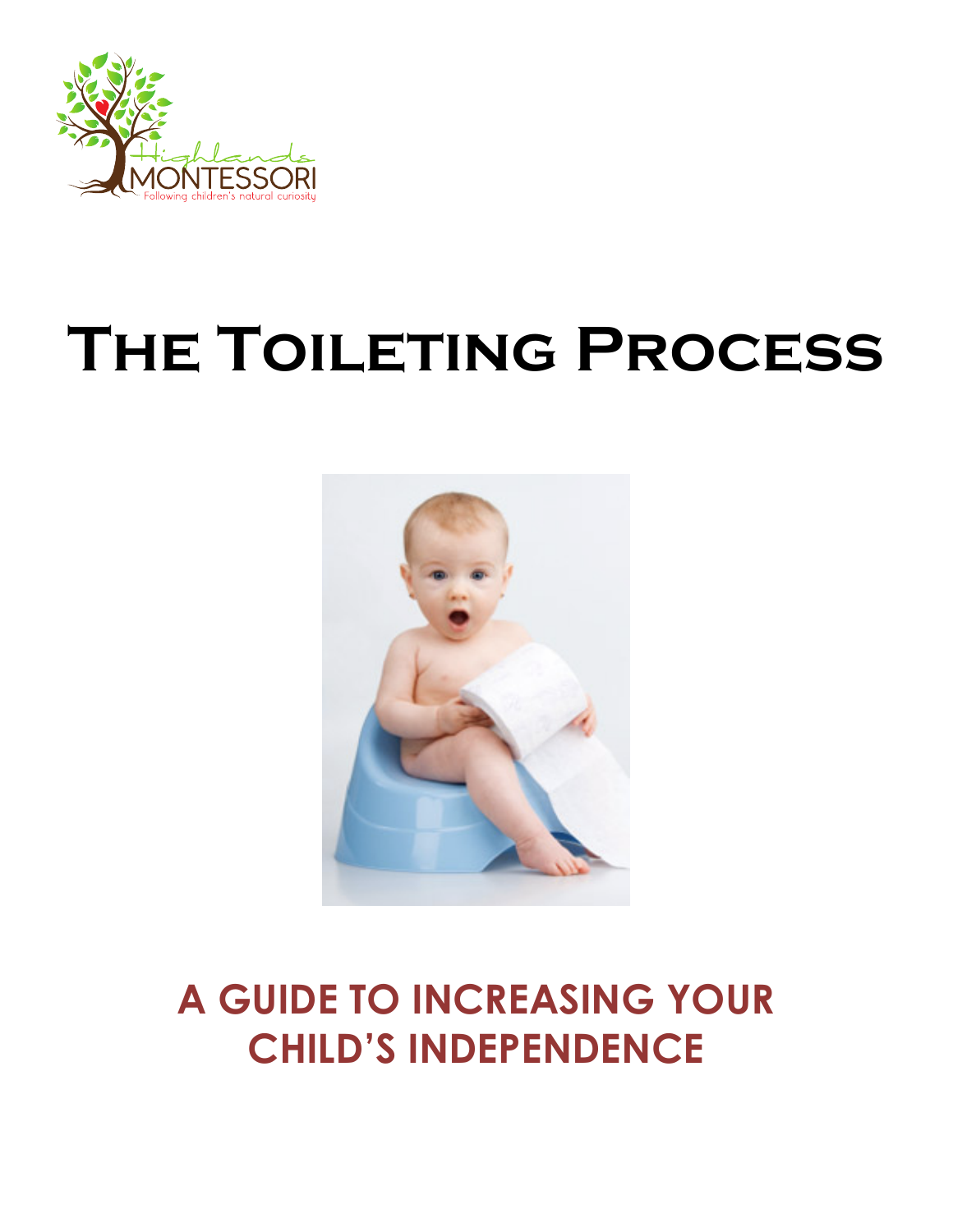Highlands MONTESSORI

Following children's natural curiosity

# The Toileting Process

## A GUIDE TO INCREASING YOUR CHILD'S INDEPENDENCE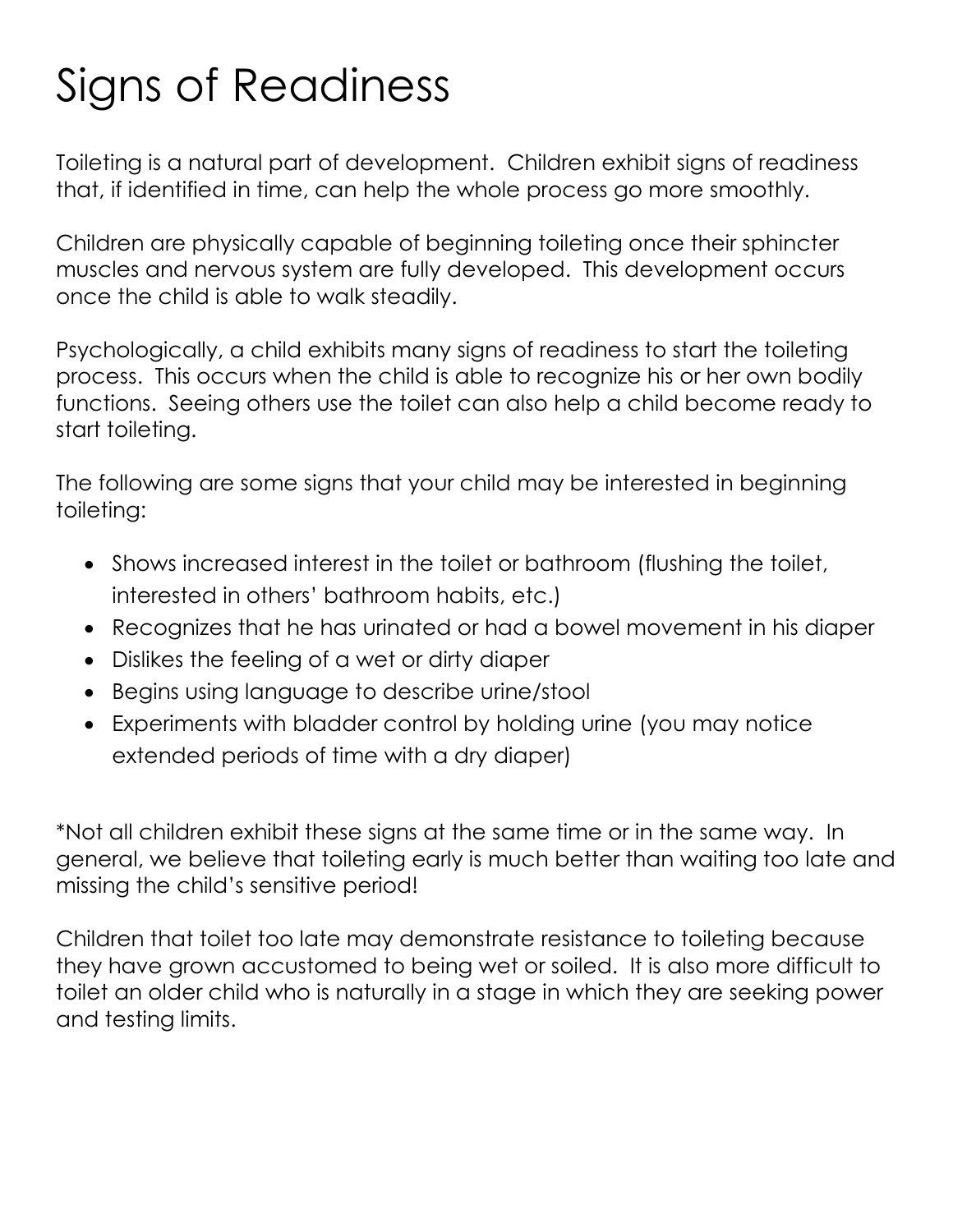# Signs of Readiness

Toileting is a natural part of development. Children exhibit signs of readiness that, if identified in time, can help the whole process go more smoothly.

Children are physically capable of beginning toileting once their sphincter muscles and nervous system are fully developed. This development occurs once the child is able to walk steadily.

Psychologically, a child exhibits many signs of readiness to start the toileting process. This occurs when the child is able to recognize his or her own bodily functions. Seeing others use the toilet can also help a child become ready to start toileting.

The following are some signs that your child may be interested in beginning toileting:

- Shows increased interest in the toilet or bathroom (flushing the toilet, interested in others' bathroom habits, etc.)
- Recognizes that he has urinated or had a bowel movement in his diaper
- Dislikes the feeling of a wet or dirty diaper
- Begins using language to describe urine/stool
- Experiments with bladder control by holding urine (you may notice extended periods of time with a dry diaper)

*Not all children exhibit these signs at the same time or in the same way. In general, we believe that toileting early is much better than waiting too late and missing the child's sensitive period!

Children that toilet too late may demonstrate resistance to toileting because they have grown accustomed to being wet or soiled. It is also more difficult to toilet an older child who is naturally in a stage in which they are seeking power and testing limits.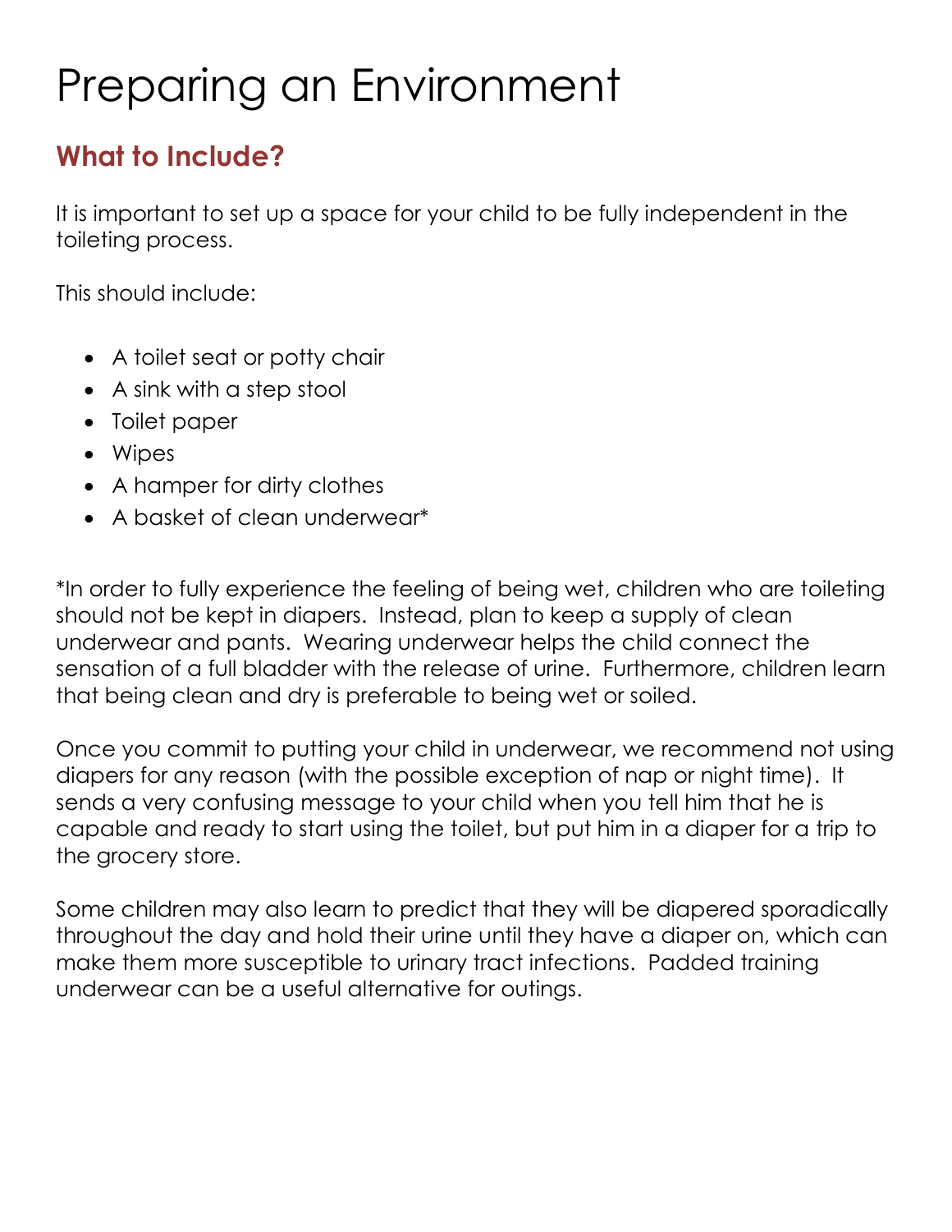# Preparing an Environment

## What to Include?

It is important to set up a space for your child to be fully independent in the toileting process.

This should include:

- A toilet seat or potty chair
- A sink with a step stool
- Toilet paper
- Wipes
- A hamper for dirty clothes
- A basket of clean underwear*

*In order to fully experience the feeling of being wet, children who are toileting should not be kept in diapers. Instead, plan to keep a supply of clean underwear and pants. Wearing underwear helps the child connect the sensation of a full bladder with the release of urine. Furthermore, children learn that being clean and dry is preferable to being wet or soiled.

Once you commit to putting your child in underwear, we recommend not using diapers for any reason (with the possible exception of nap or night time). It sends a very confusing message to your child when you tell him that he is capable and ready to start using the toilet, but put him in a diaper for a trip to the grocery store.

Some children may also learn to predict that they will be diapered sporadically throughout the day and hold their urine until they have a diaper on, which can make them more susceptible to urinary tract infections. Padded training underwear can be a useful alternative for outings.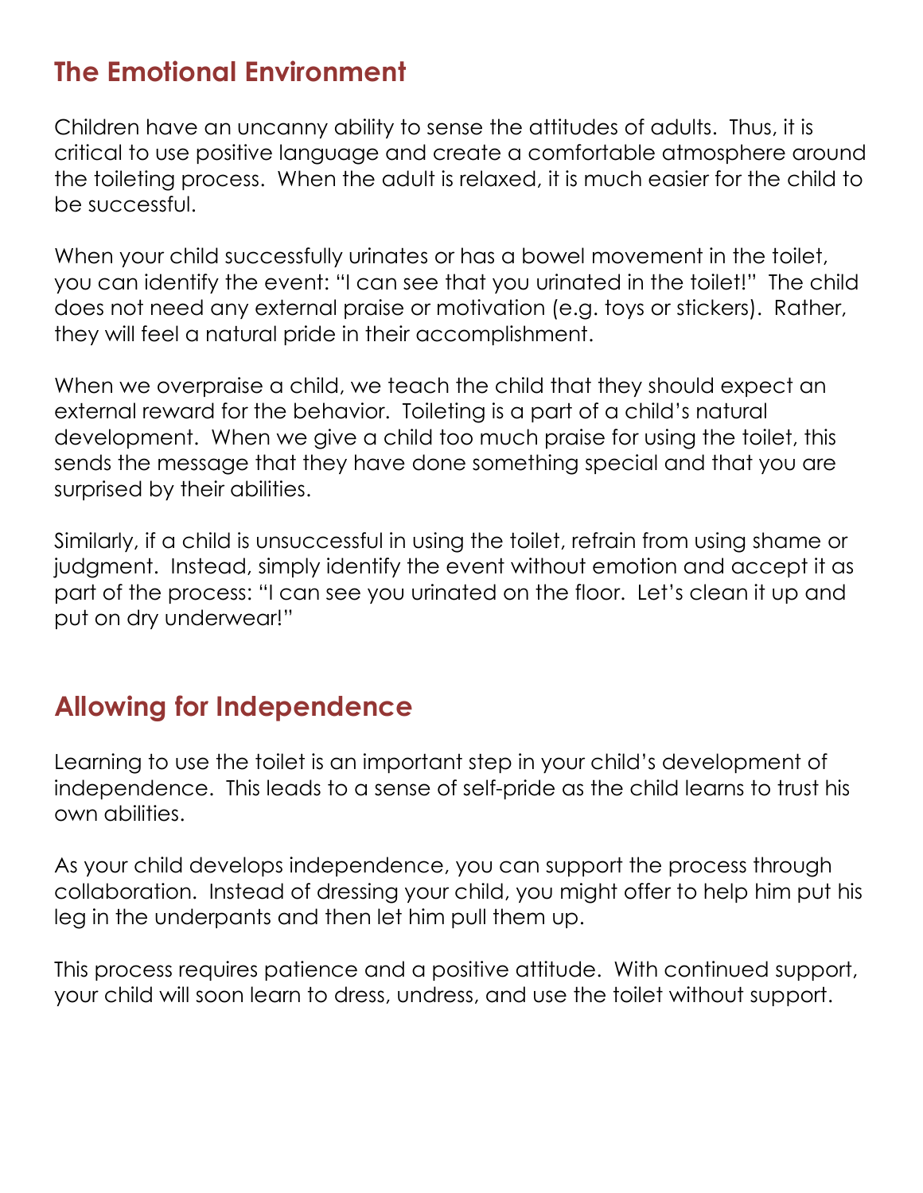## The Emotional Environment

Children have an uncanny ability to sense the attitudes of adults. Thus, it is critical to use positive language and create a comfortable atmosphere around the toileting process. When the adult is relaxed, it is much easier for the child to be successful.

When your child successfully urinates or has a bowel movement in the toilet, you can identify the event: "I can see that you urinated in the toilet!" The child does not need any external praise or motivation (e.g. toys or stickers). Rather, they will feel a natural pride in their accomplishment.

When we overpraise a child, we teach the child that they should expect an external reward for the behavior. Toileting is a part of a child's natural development. When we give a child too much praise for using the toilet, this sends the message that they have done something special and that you are surprised by their abilities.

Similarly, if a child is unsuccessful in using the toilet, refrain from using shame or judgment. Instead, simply identify the event without emotion and accept it as part of the process: "I can see you urinated on the floor. Let's clean it up and put on dry underwear!"

## Allowing for Independence

Learning to use the toilet is an important step in your child's development of independence. This leads to a sense of self-pride as the child learns to trust his own abilities.

As your child develops independence, you can support the process through collaboration. Instead of dressing your child, you might offer to help him put his leg in the underpants and then let him pull them up.

This process requires patience and a positive attitude. With continued support, your child will soon learn to dress, undress, and use the toilet without support.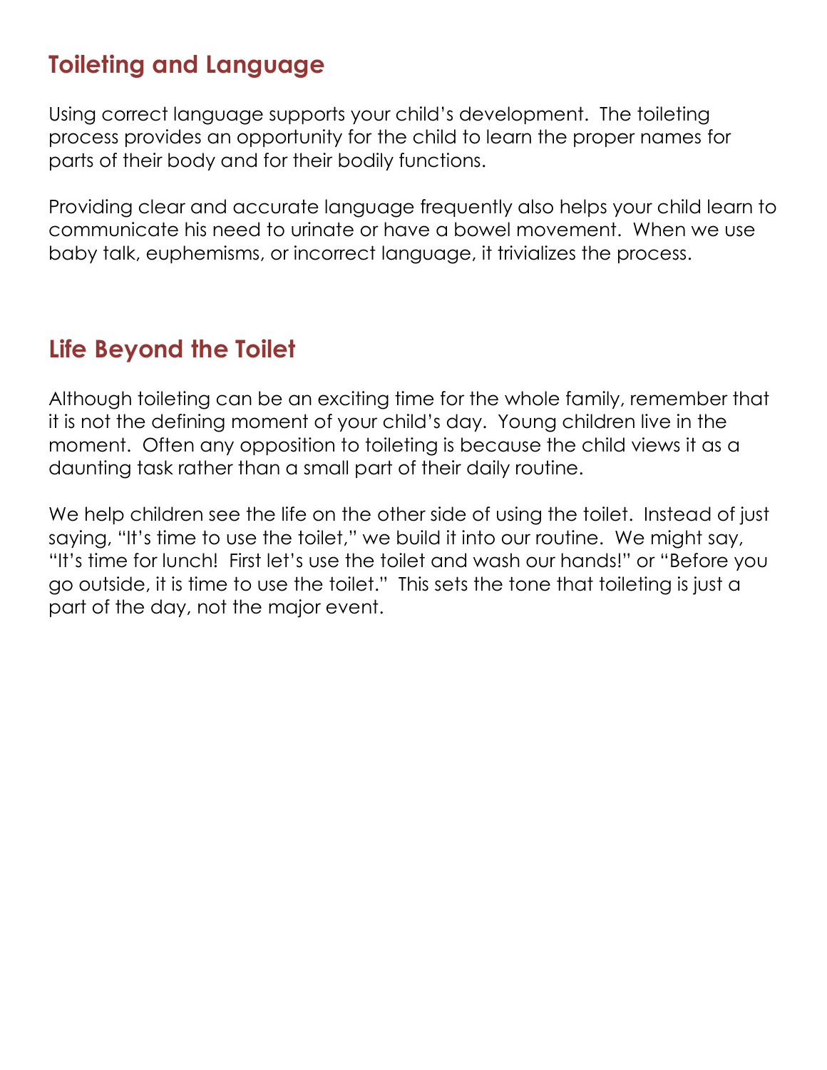## Toileting and Language

Using correct language supports your child's development. The toileting process provides an opportunity for the child to learn the proper names for parts of their body and for their bodily functions.

Providing clear and accurate language frequently also helps your child learn to communicate his need to urinate or have a bowel movement. When we use baby talk, euphemisms, or incorrect language, it trivializes the process.

## Life Beyond the Toilet

Although toileting can be an exciting time for the whole family, remember that it is not the defining moment of your child's day. Young children live in the moment. Often any opposition to toileting is because the child views it as a daunting task rather than a small part of their daily routine.

We help children see the life on the other side of using the toilet. Instead of just saying, "It's time to use the toilet," we build it into our routine. We might say, "It's time for lunch! First let's use the toilet and wash our hands!" or "Before you go outside, it is time to use the toilet." This sets the tone that toileting is just a part of the day, not the major event.